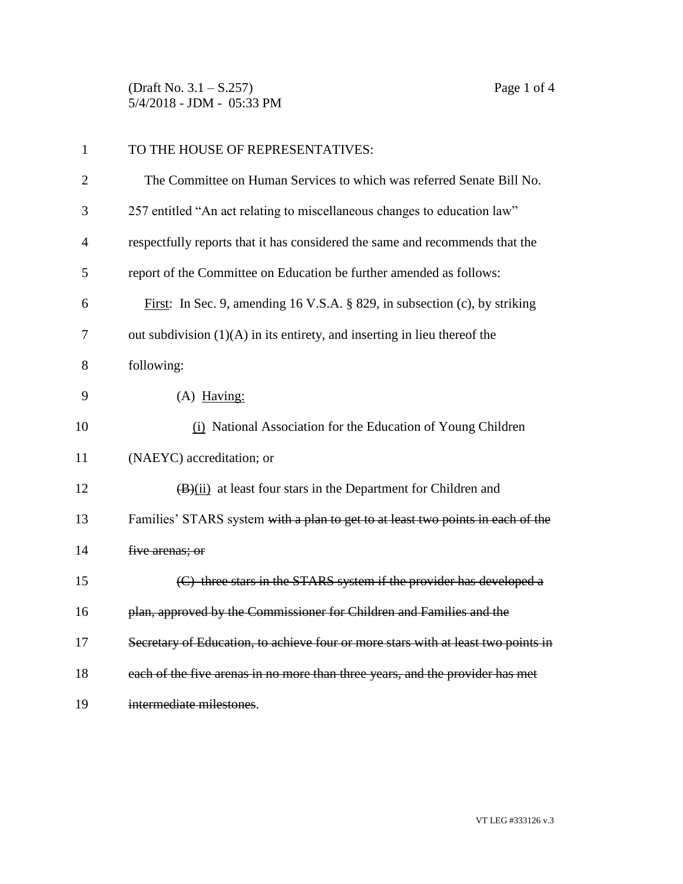TO THE HOUSE OF REPRESENTATIVES:

The Committee on Human Services to which was referred Senate Bill No. 257 entitled "An act relating to miscellaneous changes to education law" respectfully reports that it has considered the same and recommends that the report of the Committee on Education be further amended as follows:

<u>First</u>: In Sec. 9, amending 16 V.S.A. § 829, in subsection (c), by striking out subdivision (1)(A) in its entirety, and inserting in lieu thereof the following:

(A) <u>Having:</u>

<u>(i)</u> National Association for the Education of Young Children (NAEYC) accreditation; or

~~(B)~~<u>(ii)</u> at least four stars in the Department for Children and Families' STARS system ~~with a plan to get to at least two points in each of the five arenas; or~~

~~(C) three stars in the STARS system if the provider has developed a plan, approved by the Commissioner for Children and Families and the Secretary of Education, to achieve four or more stars with at least two points in each of the five arenas in no more than three years, and the provider has met intermediate milestones~~.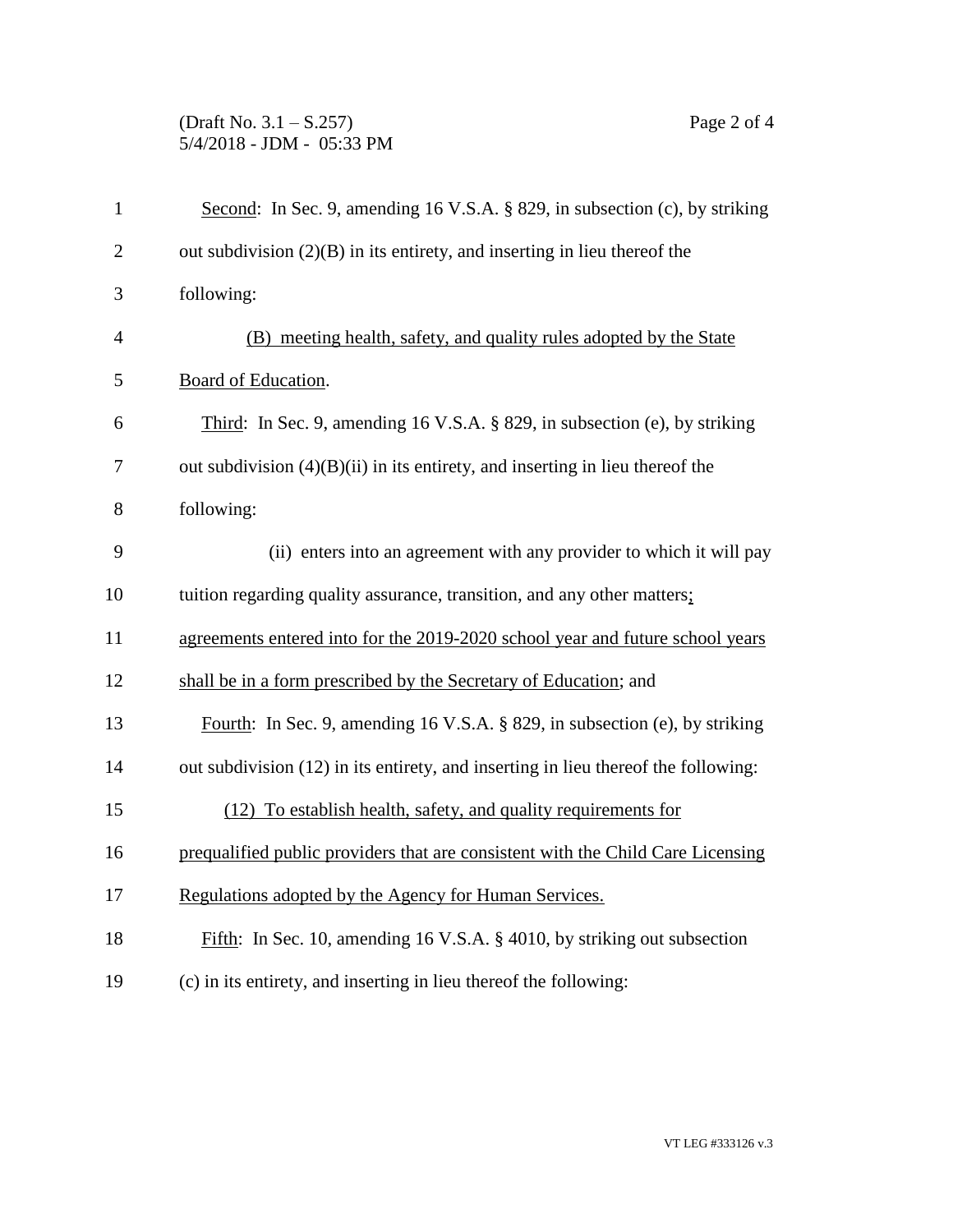Second: In Sec. 9, amending 16 V.S.A. § 829, in subsection (c), by striking out subdivision (2)(B) in its entirety, and inserting in lieu thereof the following:

(B) meeting health, safety, and quality rules adopted by the State Board of Education.

Third: In Sec. 9, amending 16 V.S.A. § 829, in subsection (e), by striking out subdivision (4)(B)(ii) in its entirety, and inserting in lieu thereof the following:

(ii) enters into an agreement with any provider to which it will pay tuition regarding quality assurance, transition, and any other matters; agreements entered into for the 2019-2020 school year and future school years shall be in a form prescribed by the Secretary of Education; and

Fourth: In Sec. 9, amending 16 V.S.A. § 829, in subsection (e), by striking out subdivision (12) in its entirety, and inserting in lieu thereof the following:

(12) To establish health, safety, and quality requirements for prequalified public providers that are consistent with the Child Care Licensing Regulations adopted by the Agency for Human Services.

Fifth: In Sec. 10, amending 16 V.S.A. § 4010, by striking out subsection (c) in its entirety, and inserting in lieu thereof the following: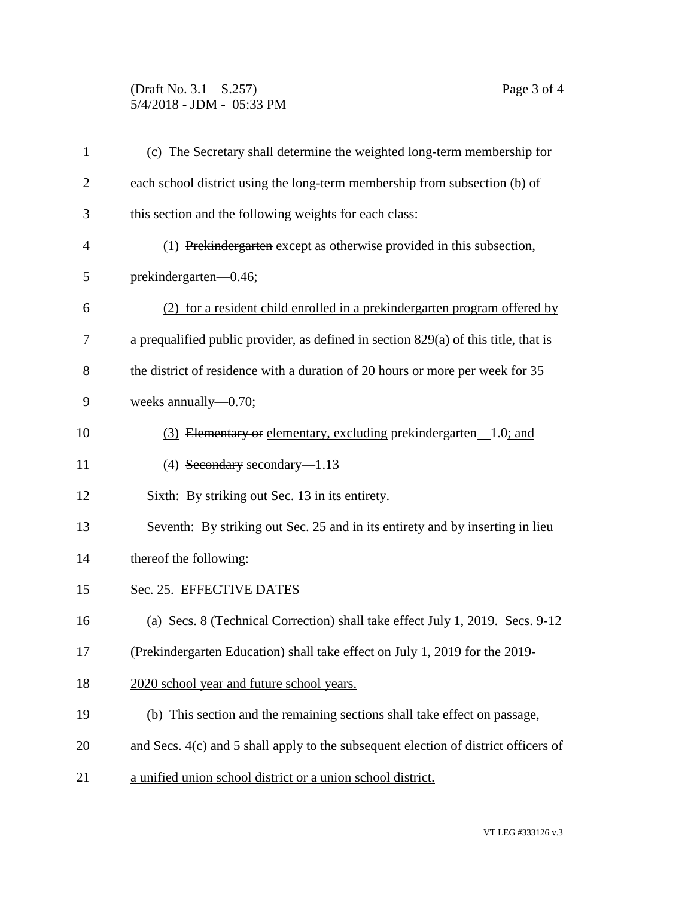(c) The Secretary shall determine the weighted long-term membership for each school district using the long-term membership from subsection (b) of this section and the following weights for each class:

(1) ~~Prekindergarten~~ except as otherwise provided in this subsection, prekindergarten—0.46;

(2) for a resident child enrolled in a prekindergarten program offered by a prequalified public provider, as defined in section 829(a) of this title, that is the district of residence with a duration of 20 hours or more per week for 35 weeks annually—0.70;

(3) ~~Elementary or~~ elementary, excluding prekindergarten—1.0; and

(4) ~~Secondary~~ secondary—1.13

Sixth: By striking out Sec. 13 in its entirety.

Seventh: By striking out Sec. 25 and in its entirety and by inserting in lieu thereof the following:

Sec. 25. EFFECTIVE DATES

(a) Secs. 8 (Technical Correction) shall take effect July 1, 2019. Secs. 9-12 (Prekindergarten Education) shall take effect on July 1, 2019 for the 2019-2020 school year and future school years.

(b) This section and the remaining sections shall take effect on passage, and Secs. 4(c) and 5 shall apply to the subsequent election of district officers of a unified union school district or a union school district.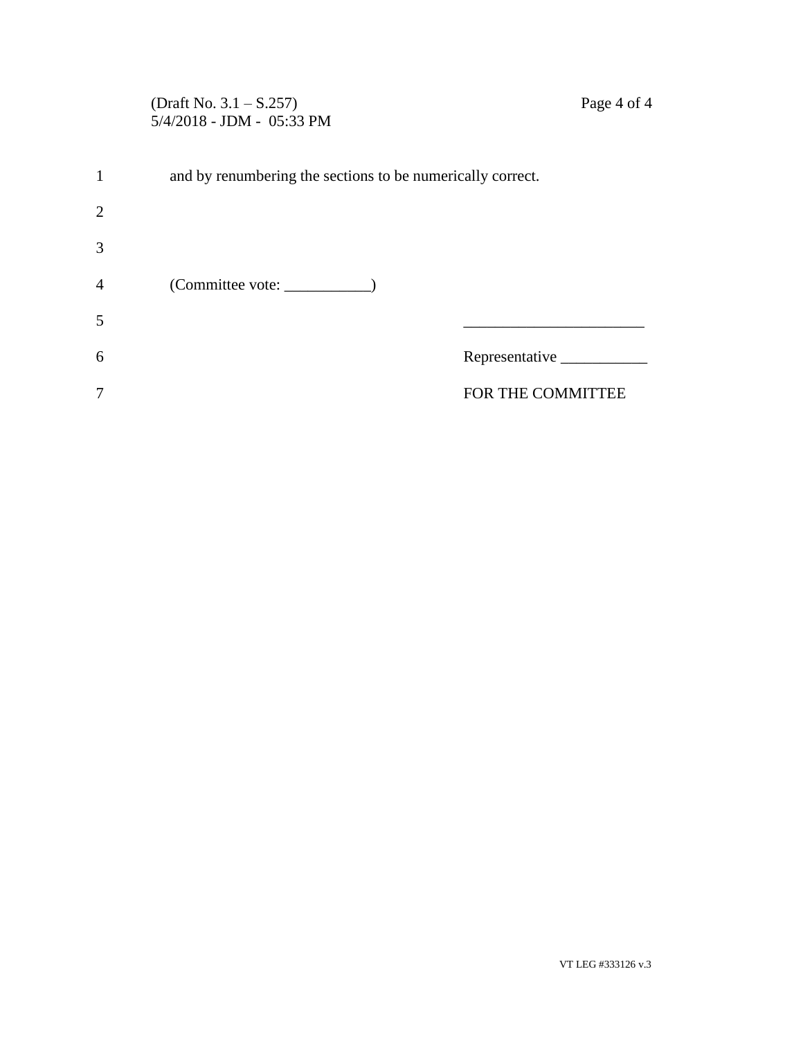and by renumbering the sections to be numerically correct.

(Committee vote: ___________)

_______________________

Representative ___________

FOR THE COMMITTEE